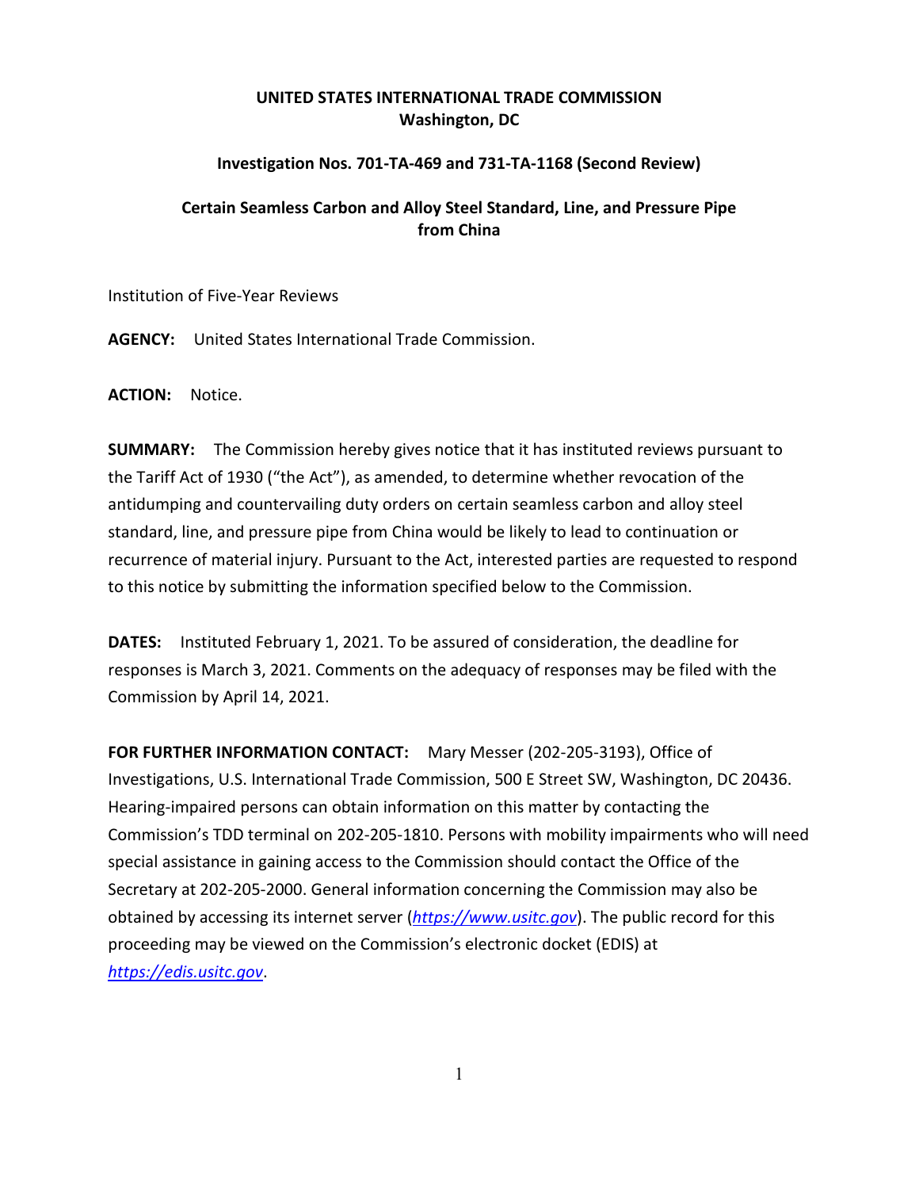**UNITED STATES INTERNATIONAL TRADE COMMISSION**
**Washington, DC**

**Investigation Nos. 701-TA-469 and 731-TA-1168 (Second Review)**

**Certain Seamless Carbon and Alloy Steel Standard, Line, and Pressure Pipe from China**

Institution of Five-Year Reviews

**AGENCY:** United States International Trade Commission.

**ACTION:** Notice.

**SUMMARY:** The Commission hereby gives notice that it has instituted reviews pursuant to the Tariff Act of 1930 ("the Act"), as amended, to determine whether revocation of the antidumping and countervailing duty orders on certain seamless carbon and alloy steel standard, line, and pressure pipe from China would be likely to lead to continuation or recurrence of material injury. Pursuant to the Act, interested parties are requested to respond to this notice by submitting the information specified below to the Commission.

**DATES:** Instituted February 1, 2021. To be assured of consideration, the deadline for responses is March 3, 2021. Comments on the adequacy of responses may be filed with the Commission by April 14, 2021.

**FOR FURTHER INFORMATION CONTACT:** Mary Messer (202-205-3193), Office of Investigations, U.S. International Trade Commission, 500 E Street SW, Washington, DC 20436. Hearing-impaired persons can obtain information on this matter by contacting the Commission's TDD terminal on 202-205-1810. Persons with mobility impairments who will need special assistance in gaining access to the Commission should contact the Office of the Secretary at 202-205-2000. General information concerning the Commission may also be obtained by accessing its internet server (*https://www.usitc.gov*). The public record for this proceeding may be viewed on the Commission's electronic docket (EDIS) at *https://edis.usitc.gov*.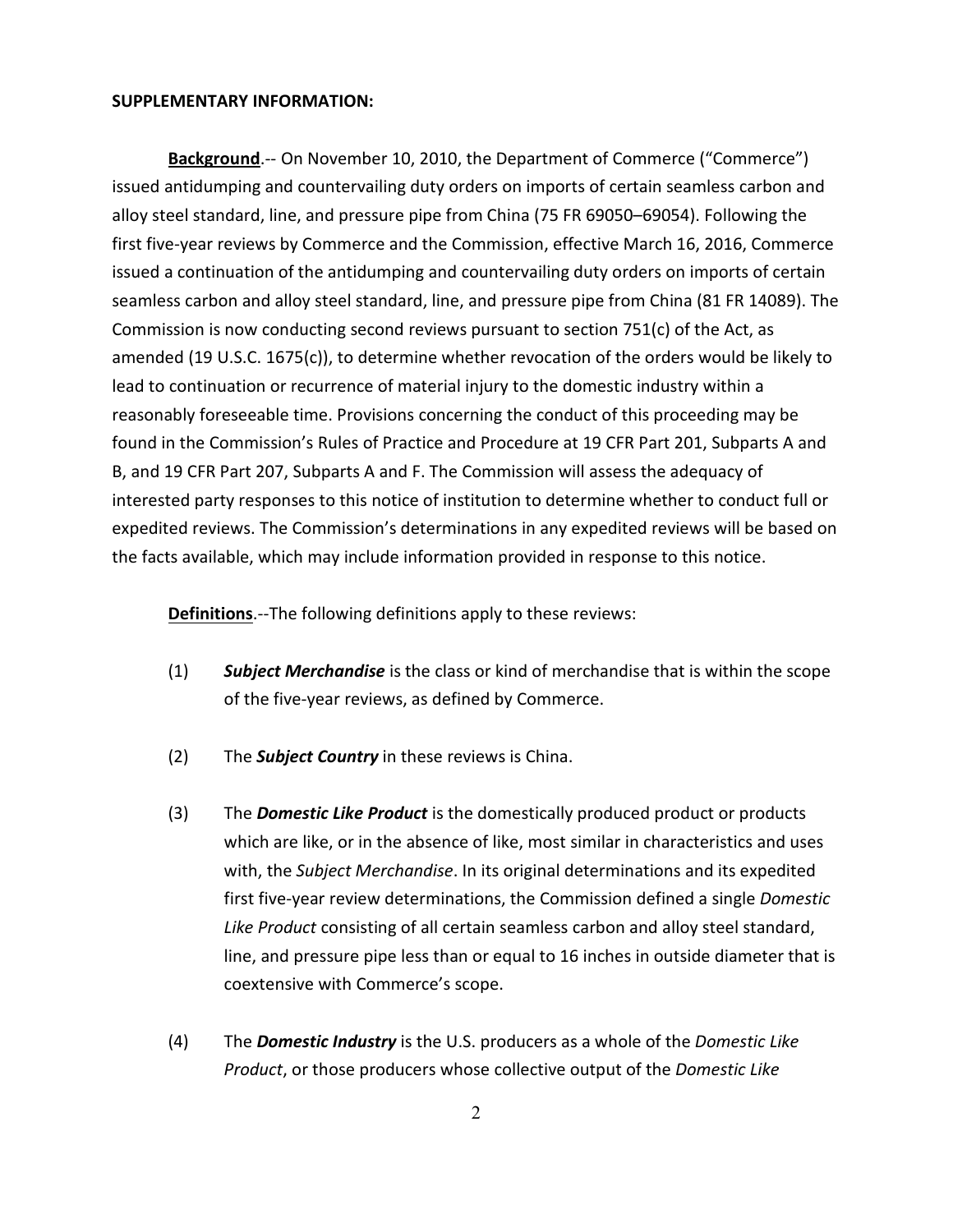**SUPPLEMENTARY INFORMATION:**

**Background**.-- On November 10, 2010, the Department of Commerce ("Commerce") issued antidumping and countervailing duty orders on imports of certain seamless carbon and alloy steel standard, line, and pressure pipe from China (75 FR 69050–69054). Following the first five-year reviews by Commerce and the Commission, effective March 16, 2016, Commerce issued a continuation of the antidumping and countervailing duty orders on imports of certain seamless carbon and alloy steel standard, line, and pressure pipe from China (81 FR 14089). The Commission is now conducting second reviews pursuant to section 751(c) of the Act, as amended (19 U.S.C. 1675(c)), to determine whether revocation of the orders would be likely to lead to continuation or recurrence of material injury to the domestic industry within a reasonably foreseeable time. Provisions concerning the conduct of this proceeding may be found in the Commission's Rules of Practice and Procedure at 19 CFR Part 201, Subparts A and B, and 19 CFR Part 207, Subparts A and F. The Commission will assess the adequacy of interested party responses to this notice of institution to determine whether to conduct full or expedited reviews. The Commission's determinations in any expedited reviews will be based on the facts available, which may include information provided in response to this notice.

**Definitions**.--The following definitions apply to these reviews:

(1) ***Subject Merchandise*** is the class or kind of merchandise that is within the scope of the five-year reviews, as defined by Commerce.

(2) The ***Subject Country*** in these reviews is China.

(3) The ***Domestic Like Product*** is the domestically produced product or products which are like, or in the absence of like, most similar in characteristics and uses with, the *Subject Merchandise*. In its original determinations and its expedited first five-year review determinations, the Commission defined a single *Domestic Like Product* consisting of all certain seamless carbon and alloy steel standard, line, and pressure pipe less than or equal to 16 inches in outside diameter that is coextensive with Commerce's scope.

(4) The ***Domestic Industry*** is the U.S. producers as a whole of the *Domestic Like Product*, or those producers whose collective output of the *Domestic Like*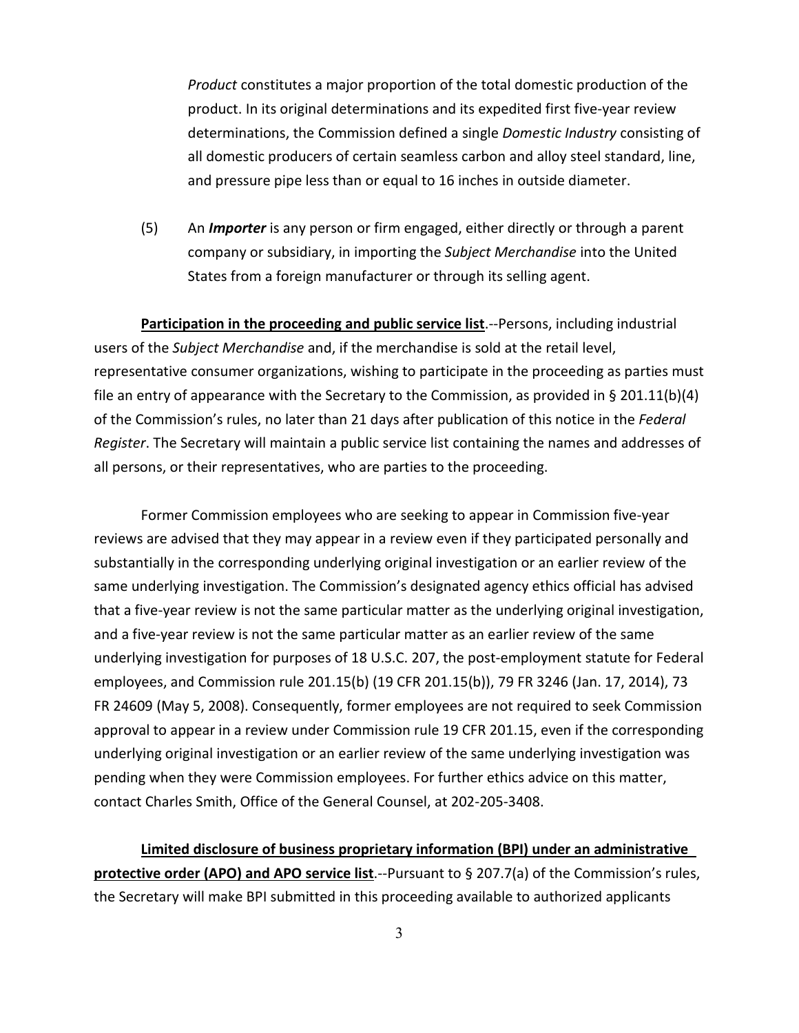*Product* constitutes a major proportion of the total domestic production of the product. In its original determinations and its expedited first five-year review determinations, the Commission defined a single *Domestic Industry* consisting of all domestic producers of certain seamless carbon and alloy steel standard, line, and pressure pipe less than or equal to 16 inches in outside diameter.

(5) An ***Importer*** is any person or firm engaged, either directly or through a parent company or subsidiary, in importing the *Subject Merchandise* into the United States from a foreign manufacturer or through its selling agent.

**Participation in the proceeding and public service list**.--Persons, including industrial users of the *Subject Merchandise* and, if the merchandise is sold at the retail level, representative consumer organizations, wishing to participate in the proceeding as parties must file an entry of appearance with the Secretary to the Commission, as provided in § 201.11(b)(4) of the Commission's rules, no later than 21 days after publication of this notice in the *Federal Register*. The Secretary will maintain a public service list containing the names and addresses of all persons, or their representatives, who are parties to the proceeding.

Former Commission employees who are seeking to appear in Commission five-year reviews are advised that they may appear in a review even if they participated personally and substantially in the corresponding underlying original investigation or an earlier review of the same underlying investigation. The Commission's designated agency ethics official has advised that a five-year review is not the same particular matter as the underlying original investigation, and a five-year review is not the same particular matter as an earlier review of the same underlying investigation for purposes of 18 U.S.C. 207, the post-employment statute for Federal employees, and Commission rule 201.15(b) (19 CFR 201.15(b)), 79 FR 3246 (Jan. 17, 2014), 73 FR 24609 (May 5, 2008). Consequently, former employees are not required to seek Commission approval to appear in a review under Commission rule 19 CFR 201.15, even if the corresponding underlying original investigation or an earlier review of the same underlying investigation was pending when they were Commission employees. For further ethics advice on this matter, contact Charles Smith, Office of the General Counsel, at 202-205-3408.

**Limited disclosure of business proprietary information (BPI) under an administrative protective order (APO) and APO service list**.--Pursuant to § 207.7(a) of the Commission's rules, the Secretary will make BPI submitted in this proceeding available to authorized applicants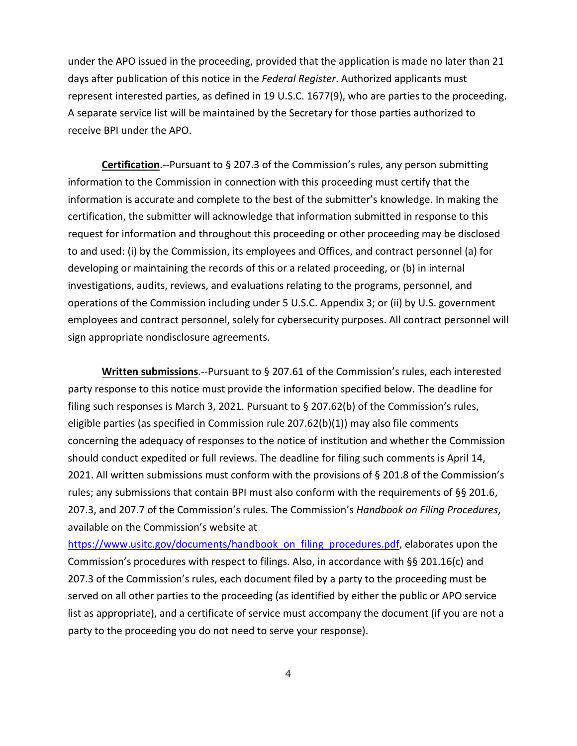under the APO issued in the proceeding, provided that the application is made no later than 21 days after publication of this notice in the *Federal Register*. Authorized applicants must represent interested parties, as defined in 19 U.S.C. 1677(9), who are parties to the proceeding. A separate service list will be maintained by the Secretary for those parties authorized to receive BPI under the APO.

**Certification**.--Pursuant to § 207.3 of the Commission's rules, any person submitting information to the Commission in connection with this proceeding must certify that the information is accurate and complete to the best of the submitter's knowledge. In making the certification, the submitter will acknowledge that information submitted in response to this request for information and throughout this proceeding or other proceeding may be disclosed to and used: (i) by the Commission, its employees and Offices, and contract personnel (a) for developing or maintaining the records of this or a related proceeding, or (b) in internal investigations, audits, reviews, and evaluations relating to the programs, personnel, and operations of the Commission including under 5 U.S.C. Appendix 3; or (ii) by U.S. government employees and contract personnel, solely for cybersecurity purposes. All contract personnel will sign appropriate nondisclosure agreements.

**Written submissions**.--Pursuant to § 207.61 of the Commission's rules, each interested party response to this notice must provide the information specified below. The deadline for filing such responses is March 3, 2021. Pursuant to § 207.62(b) of the Commission's rules, eligible parties (as specified in Commission rule 207.62(b)(1)) may also file comments concerning the adequacy of responses to the notice of institution and whether the Commission should conduct expedited or full reviews. The deadline for filing such comments is April 14, 2021. All written submissions must conform with the provisions of § 201.8 of the Commission's rules; any submissions that contain BPI must also conform with the requirements of §§ 201.6, 207.3, and 207.7 of the Commission's rules. The Commission's *Handbook on Filing Procedures*, available on the Commission's website at https://www.usitc.gov/documents/handbook_on_filing_procedures.pdf, elaborates upon the Commission's procedures with respect to filings. Also, in accordance with §§ 201.16(c) and 207.3 of the Commission's rules, each document filed by a party to the proceeding must be served on all other parties to the proceeding (as identified by either the public or APO service list as appropriate), and a certificate of service must accompany the document (if you are not a party to the proceeding you do not need to serve your response).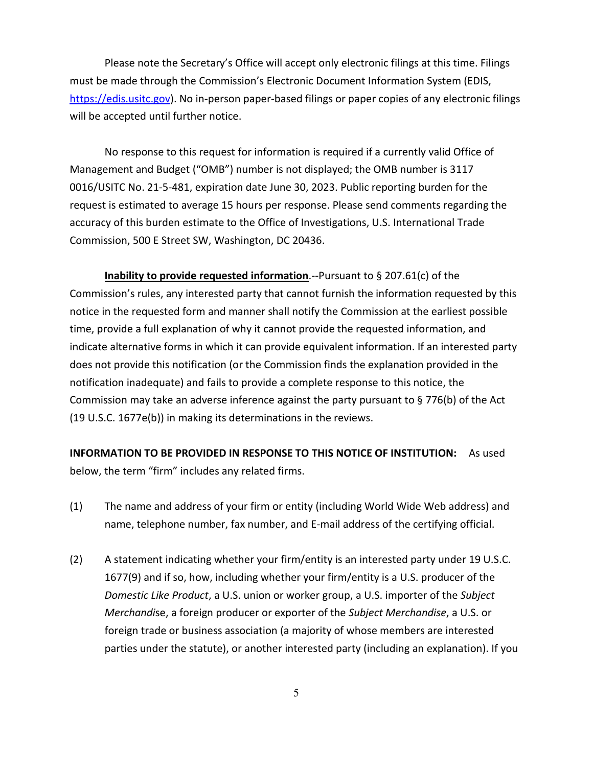Please note the Secretary's Office will accept only electronic filings at this time. Filings must be made through the Commission's Electronic Document Information System (EDIS, https://edis.usitc.gov). No in-person paper-based filings or paper copies of any electronic filings will be accepted until further notice.

No response to this request for information is required if a currently valid Office of Management and Budget ("OMB") number is not displayed; the OMB number is 3117 0016/USITC No. 21-5-481, expiration date June 30, 2023. Public reporting burden for the request is estimated to average 15 hours per response. Please send comments regarding the accuracy of this burden estimate to the Office of Investigations, U.S. International Trade Commission, 500 E Street SW, Washington, DC 20436.

**Inability to provide requested information**.--Pursuant to § 207.61(c) of the Commission's rules, any interested party that cannot furnish the information requested by this notice in the requested form and manner shall notify the Commission at the earliest possible time, provide a full explanation of why it cannot provide the requested information, and indicate alternative forms in which it can provide equivalent information. If an interested party does not provide this notification (or the Commission finds the explanation provided in the notification inadequate) and fails to provide a complete response to this notice, the Commission may take an adverse inference against the party pursuant to § 776(b) of the Act (19 U.S.C. 1677e(b)) in making its determinations in the reviews.

**INFORMATION TO BE PROVIDED IN RESPONSE TO THIS NOTICE OF INSTITUTION:** As used below, the term "firm" includes any related firms.

(1) The name and address of your firm or entity (including World Wide Web address) and name, telephone number, fax number, and E-mail address of the certifying official.

(2) A statement indicating whether your firm/entity is an interested party under 19 U.S.C. 1677(9) and if so, how, including whether your firm/entity is a U.S. producer of the *Domestic Like Product*, a U.S. union or worker group, a U.S. importer of the *Subject Merchandi*se, a foreign producer or exporter of the *Subject Merchandise*, a U.S. or foreign trade or business association (a majority of whose members are interested parties under the statute), or another interested party (including an explanation). If you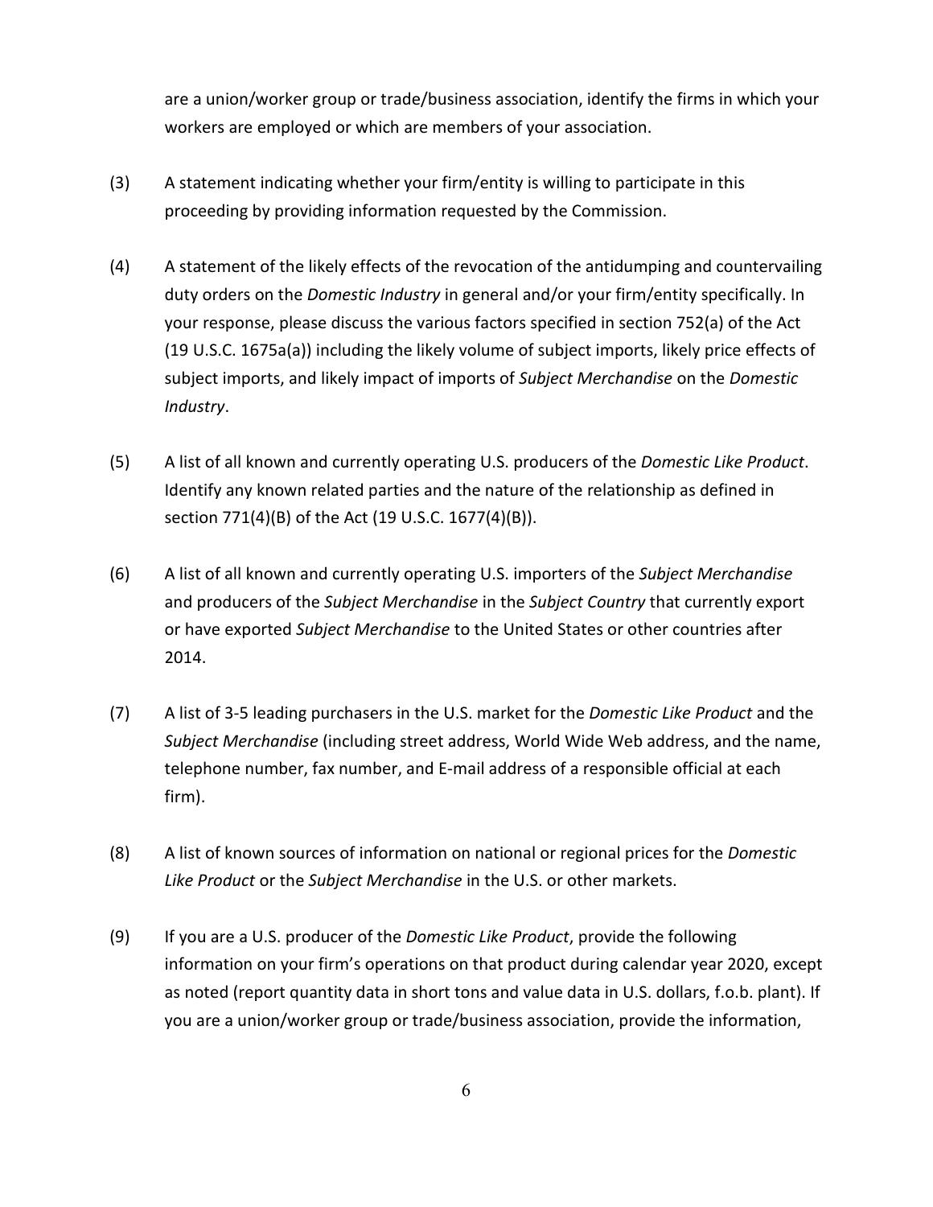are a union/worker group or trade/business association, identify the firms in which your workers are employed or which are members of your association.

(3) A statement indicating whether your firm/entity is willing to participate in this proceeding by providing information requested by the Commission.

(4) A statement of the likely effects of the revocation of the antidumping and countervailing duty orders on the *Domestic Industry* in general and/or your firm/entity specifically. In your response, please discuss the various factors specified in section 752(a) of the Act (19 U.S.C. 1675a(a)) including the likely volume of subject imports, likely price effects of subject imports, and likely impact of imports of *Subject Merchandise* on the *Domestic Industry*.

(5) A list of all known and currently operating U.S. producers of the *Domestic Like Product*. Identify any known related parties and the nature of the relationship as defined in section 771(4)(B) of the Act (19 U.S.C. 1677(4)(B)).

(6) A list of all known and currently operating U.S. importers of the *Subject Merchandise* and producers of the *Subject Merchandise* in the *Subject Country* that currently export or have exported *Subject Merchandise* to the United States or other countries after 2014.

(7) A list of 3-5 leading purchasers in the U.S. market for the *Domestic Like Product* and the *Subject Merchandise* (including street address, World Wide Web address, and the name, telephone number, fax number, and E-mail address of a responsible official at each firm).

(8) A list of known sources of information on national or regional prices for the *Domestic Like Product* or the *Subject Merchandise* in the U.S. or other markets.

(9) If you are a U.S. producer of the *Domestic Like Product*, provide the following information on your firm's operations on that product during calendar year 2020, except as noted (report quantity data in short tons and value data in U.S. dollars, f.o.b. plant). If you are a union/worker group or trade/business association, provide the information,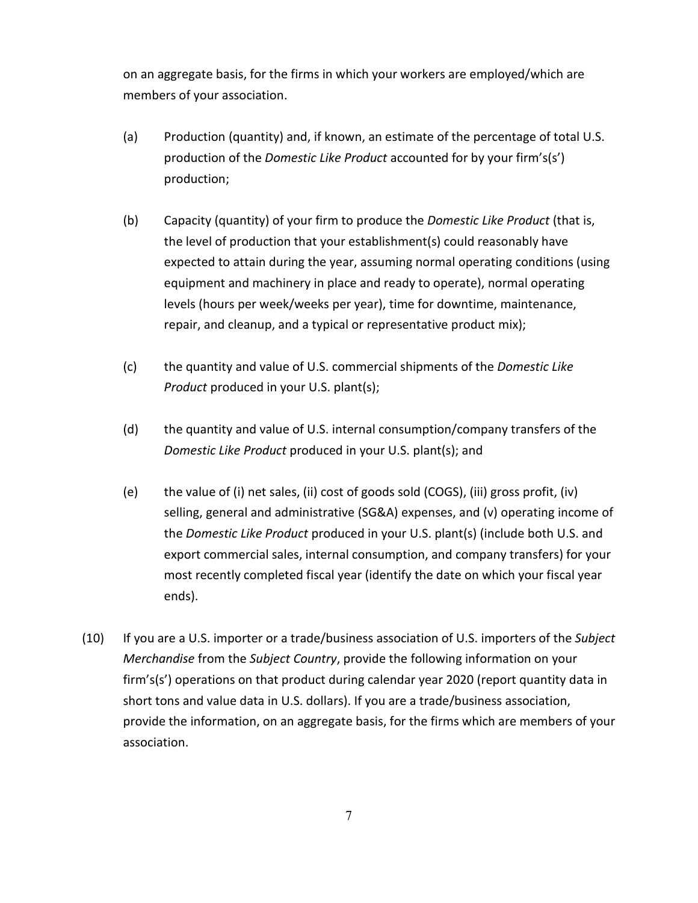on an aggregate basis, for the firms in which your workers are employed/which are members of your association.

(a) Production (quantity) and, if known, an estimate of the percentage of total U.S. production of the *Domestic Like Product* accounted for by your firm's(s') production;

(b) Capacity (quantity) of your firm to produce the *Domestic Like Product* (that is, the level of production that your establishment(s) could reasonably have expected to attain during the year, assuming normal operating conditions (using equipment and machinery in place and ready to operate), normal operating levels (hours per week/weeks per year), time for downtime, maintenance, repair, and cleanup, and a typical or representative product mix);

(c) the quantity and value of U.S. commercial shipments of the *Domestic Like Product* produced in your U.S. plant(s);

(d) the quantity and value of U.S. internal consumption/company transfers of the *Domestic Like Product* produced in your U.S. plant(s); and

(e) the value of (i) net sales, (ii) cost of goods sold (COGS), (iii) gross profit, (iv) selling, general and administrative (SG&A) expenses, and (v) operating income of the *Domestic Like Product* produced in your U.S. plant(s) (include both U.S. and export commercial sales, internal consumption, and company transfers) for your most recently completed fiscal year (identify the date on which your fiscal year ends).

(10) If you are a U.S. importer or a trade/business association of U.S. importers of the *Subject Merchandise* from the *Subject Country*, provide the following information on your firm's(s') operations on that product during calendar year 2020 (report quantity data in short tons and value data in U.S. dollars). If you are a trade/business association, provide the information, on an aggregate basis, for the firms which are members of your association.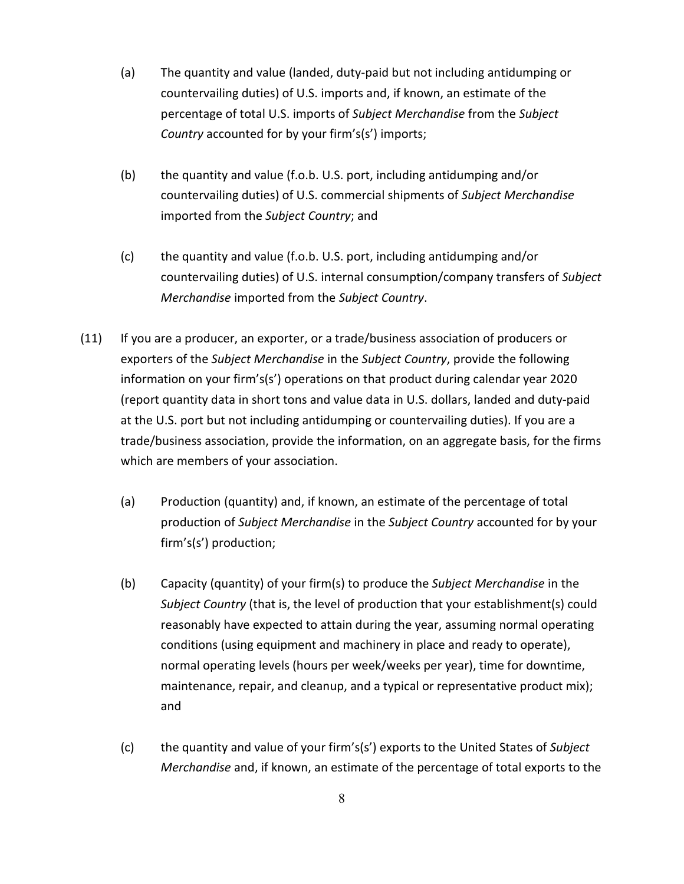(a) The quantity and value (landed, duty-paid but not including antidumping or countervailing duties) of U.S. imports and, if known, an estimate of the percentage of total U.S. imports of *Subject Merchandise* from the *Subject Country* accounted for by your firm's(s') imports;

(b) the quantity and value (f.o.b. U.S. port, including antidumping and/or countervailing duties) of U.S. commercial shipments of *Subject Merchandise* imported from the *Subject Country*; and

(c) the quantity and value (f.o.b. U.S. port, including antidumping and/or countervailing duties) of U.S. internal consumption/company transfers of *Subject Merchandise* imported from the *Subject Country*.

(11) If you are a producer, an exporter, or a trade/business association of producers or exporters of the *Subject Merchandise* in the *Subject Country*, provide the following information on your firm's(s') operations on that product during calendar year 2020 (report quantity data in short tons and value data in U.S. dollars, landed and duty-paid at the U.S. port but not including antidumping or countervailing duties). If you are a trade/business association, provide the information, on an aggregate basis, for the firms which are members of your association.

(a) Production (quantity) and, if known, an estimate of the percentage of total production of *Subject Merchandise* in the *Subject Country* accounted for by your firm's(s') production;

(b) Capacity (quantity) of your firm(s) to produce the *Subject Merchandise* in the *Subject Country* (that is, the level of production that your establishment(s) could reasonably have expected to attain during the year, assuming normal operating conditions (using equipment and machinery in place and ready to operate), normal operating levels (hours per week/weeks per year), time for downtime, maintenance, repair, and cleanup, and a typical or representative product mix); and

(c) the quantity and value of your firm's(s') exports to the United States of *Subject Merchandise* and, if known, an estimate of the percentage of total exports to the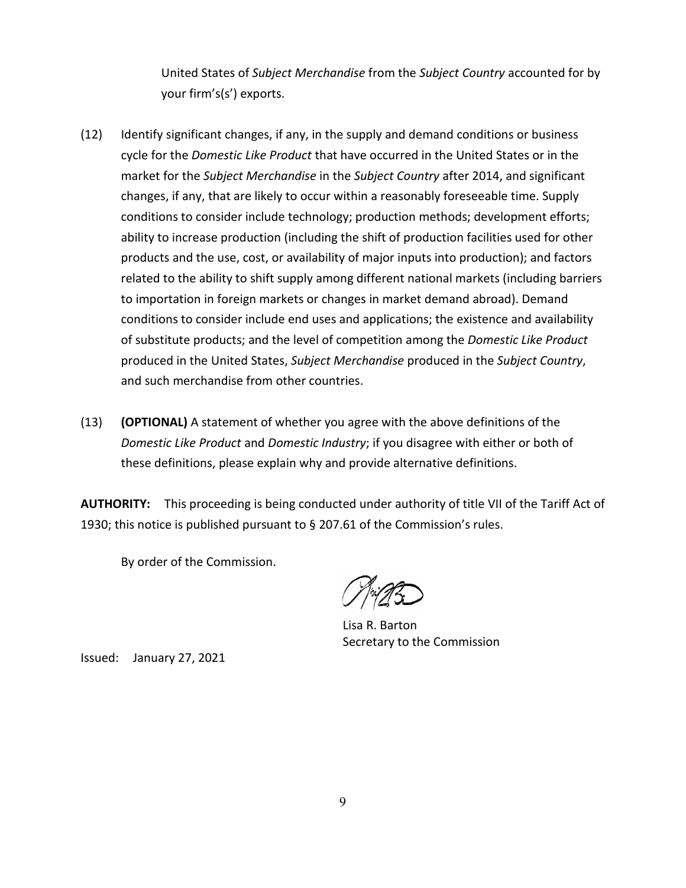United States of *Subject Merchandise* from the *Subject Country* accounted for by your firm's(s') exports.

(12) Identify significant changes, if any, in the supply and demand conditions or business cycle for the *Domestic Like Product* that have occurred in the United States or in the market for the *Subject Merchandise* in the *Subject Country* after 2014, and significant changes, if any, that are likely to occur within a reasonably foreseeable time. Supply conditions to consider include technology; production methods; development efforts; ability to increase production (including the shift of production facilities used for other products and the use, cost, or availability of major inputs into production); and factors related to the ability to shift supply among different national markets (including barriers to importation in foreign markets or changes in market demand abroad). Demand conditions to consider include end uses and applications; the existence and availability of substitute products; and the level of competition among the *Domestic Like Product* produced in the United States, *Subject Merchandise* produced in the *Subject Country*, and such merchandise from other countries.

(13) **(OPTIONAL)** A statement of whether you agree with the above definitions of the *Domestic Like Product* and *Domestic Industry*; if you disagree with either or both of these definitions, please explain why and provide alternative definitions.

**AUTHORITY:** This proceeding is being conducted under authority of title VII of the Tariff Act of 1930; this notice is published pursuant to § 207.61 of the Commission's rules.

By order of the Commission.

Lisa R. Barton
Secretary to the Commission

Issued: January 27, 2021